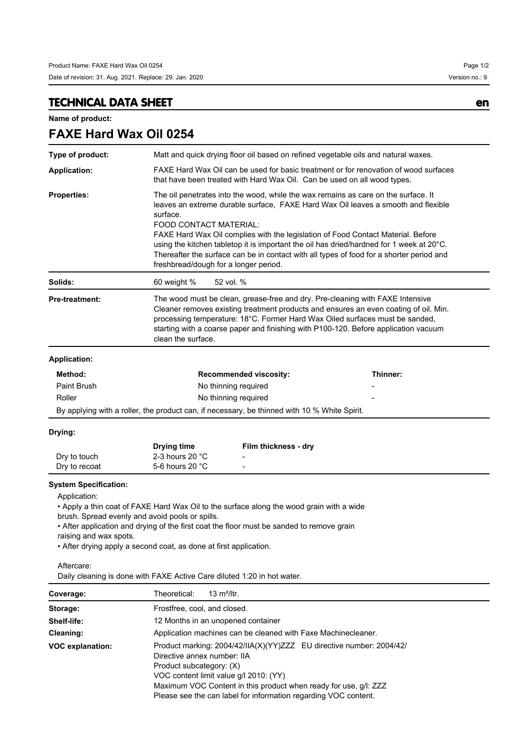## TECHNICAL DATA SHEET

en

**Name of product:**

# FAXE Hard Wax Oil 0254

| | |
|---|---|
| **Type of product:** | Matt and quick drying floor oil based on refined vegetable oils and natural waxes. |
| **Application:** | FAXE Hard Wax Oil can be used for basic treatment or for renovation of wood surfaces that have been treated with Hard Wax Oil. Can be used on all wood types. |
| **Properties:** | The oil penetrates into the wood, while the wax remains as care on the surface. It leaves an extreme durable surface, FAXE Hard Wax Oil leaves a smooth and flexible surface.<br>FOOD CONTACT MATERIAL:<br>FAXE Hard Wax Oil complies with the legislation of Food Contact Material. Before using the kitchen tabletop it is important the oil has dried/hardned for 1 week at 20°C. Thereafter the surface can be in contact with all types of food for a shorter period and freshbread/dough for a longer period. |
| **Solids:** | 60 weight % 52 vol. % |
| **Pre-treatment:** | The wood must be clean, grease-free and dry. Pre-cleaning with FAXE Intensive Cleaner removes existing treatment products and ensures an even coating of oil. Min. processing temperature: 18°C. Former Hard Wax Oiled surfaces must be sanded, starting with a coarse paper and finishing with P100-120. Before application vacuum clean the surface. |

**Application:**

| Method: | Recommended viscosity: | Thinner: |
|---|---|---|
| Paint Brush | No thinning required | - |
| Roller | No thinning required | - |

By applying with a roller, the product can, if necessary, be thinned with 10 % White Spirit.

**Drying:**

| | Drying time | Film thickness - dry |
|---|---|---|
| Dry to touch | 2-3 hours 20 °C | - |
| Dry to recoat | 5-6 hours 20 °C | - |

**System Specification:**

Application:

- Apply a thin coat of FAXE Hard Wax Oil to the surface along the wood grain with a wide brush. Spread evenly and avoid pools or spills.
- After application and drying of the first coat the floor must be sanded to remove grain raising and wax spots.
- After drying apply a second coat, as done at first application.

Aftercare:

Daily cleaning is done with FAXE Active Care diluted 1:20 in hot water.

| | |
|---|---|
| **Coverage:** | Theoretical: 13 m²/ltr. |
| **Storage:** | Frostfree, cool, and closed. |
| **Shelf-life:** | 12 Months in an unopened container |
| **Cleaning:** | Application machines can be cleaned with Faxe Machinecleaner. |
| **VOC explanation:** | Product marking: 2004/42/IIA(X)(YY)ZZZ EU directive number: 2004/42/<br>Directive annex number: IIA<br>Product subcategory: (X)<br>VOC content limit value g/l 2010: (YY)<br>Maximum VOC Content in this product when ready for use, g/l: ZZZ<br>Please see the can label for information regarding VOC content. |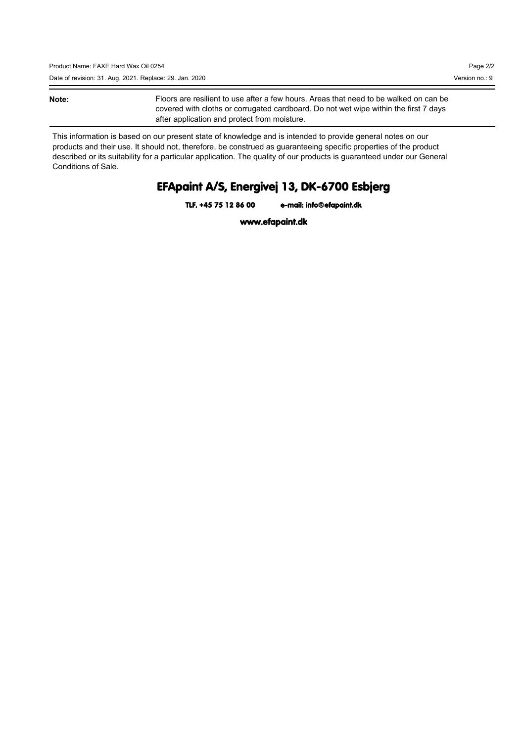| | |
|---|---|
| **Note:** | Floors are resilient to use after a few hours. Areas that need to be walked on can be covered with cloths or corrugated cardboard. Do not wet wipe within the first 7 days after application and protect from moisture. |

This information is based on our present state of knowledge and is intended to provide general notes on our products and their use. It should not, therefore, be construed as guaranteeing specific properties of the product described or its suitability for a particular application. The quality of our products is guaranteed under our General Conditions of Sale.

**EFApaint A/S, Energivej 13, DK-6700 Esbjerg**

**TLF. +45 75 12 86 00** **e-mail: info@efapaint.dk**

**www.efapaint.dk**